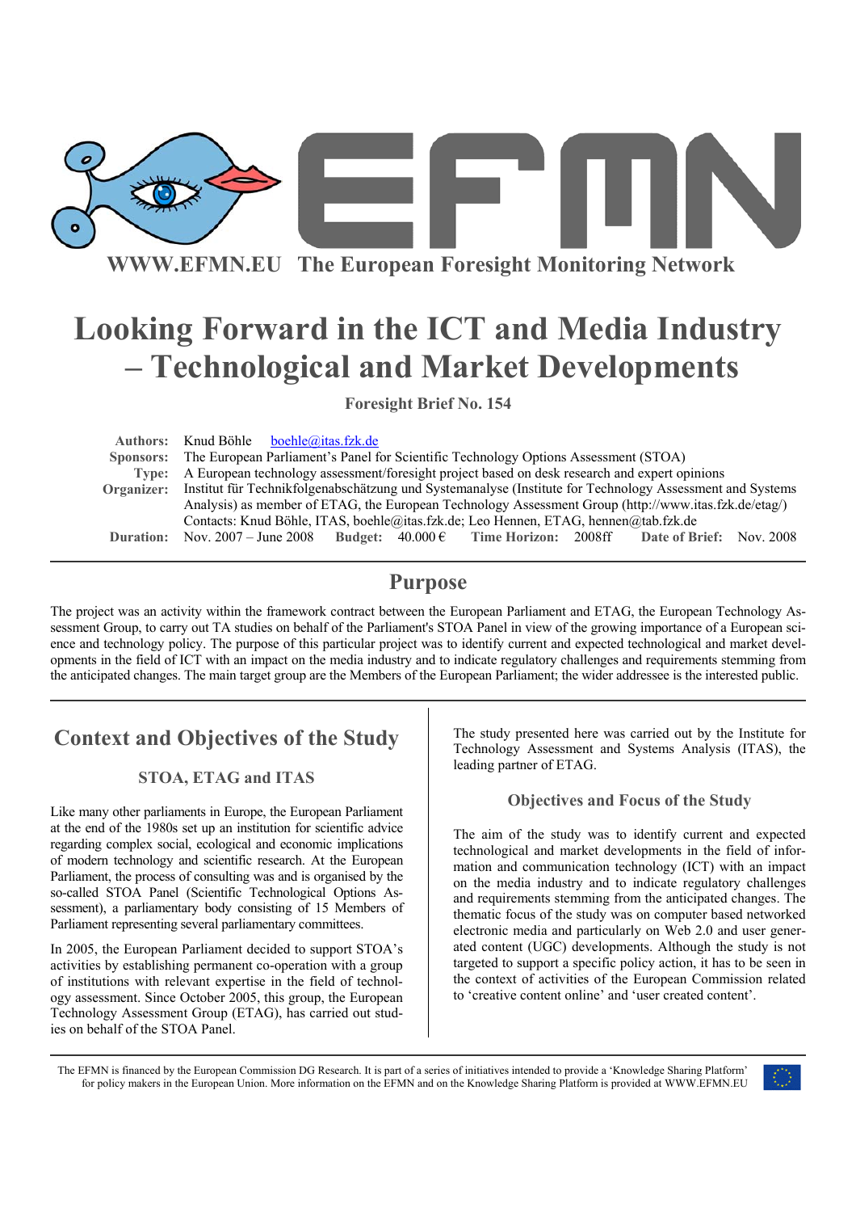WWW.EFMN.EU The European Foresight Monitoring Network

# Looking Forward in the ICT and Media Industry – Technological and Market Developments

**Foresight Brief No. 154**

**Authors:** Knud Böhle boehle@itas.fzk.de

**Sponsors:** The European Parliament's Panel for Scientific Technology Options Assessment (STOA)

**Type:** A European technology assessment/foresight project based on desk research and expert opinions

**Organizer:** Institut für Technikfolgenabschätzung und Systemanalyse (Institute for Technology Assessment and Systems Analysis) as member of ETAG, the European Technology Assessment Group (http://www.itas.fzk.de/etag/) Contacts: Knud Böhle, ITAS, boehle@itas.fzk.de; Leo Hennen, ETAG, hennen@tab.fzk.de

**Duration:** Nov. 2007 – June 2008 **Budget:** 40.000 € **Time Horizon:** 2008ff **Date of Brief:** Nov. 2008

## Purpose

The project was an activity within the framework contract between the European Parliament and ETAG, the European Technology Assessment Group, to carry out TA studies on behalf of the Parliament's STOA Panel in view of the growing importance of a European science and technology policy. The purpose of this particular project was to identify current and expected technological and market developments in the field of ICT with an impact on the media industry and to indicate regulatory challenges and requirements stemming from the anticipated changes. The main target group are the Members of the European Parliament; the wider addressee is the interested public.

## Context and Objectives of the Study

### STOA, ETAG and ITAS

Like many other parliaments in Europe, the European Parliament at the end of the 1980s set up an institution for scientific advice regarding complex social, ecological and economic implications of modern technology and scientific research. At the European Parliament, the process of consulting was and is organised by the so-called STOA Panel (Scientific Technological Options Assessment), a parliamentary body consisting of 15 Members of Parliament representing several parliamentary committees.

In 2005, the European Parliament decided to support STOA's activities by establishing permanent co-operation with a group of institutions with relevant expertise in the field of technology assessment. Since October 2005, this group, the European Technology Assessment Group (ETAG), has carried out studies on behalf of the STOA Panel.

The study presented here was carried out by the Institute for Technology Assessment and Systems Analysis (ITAS), the leading partner of ETAG.

### Objectives and Focus of the Study

The aim of the study was to identify current and expected technological and market developments in the field of information and communication technology (ICT) with an impact on the media industry and to indicate regulatory challenges and requirements stemming from the anticipated changes. The thematic focus of the study was on computer based networked electronic media and particularly on Web 2.0 and user generated content (UGC) developments. Although the study is not targeted to support a specific policy action, it has to be seen in the context of activities of the European Commission related to 'creative content online' and 'user created content'.

The EFMN is financed by the European Commission DG Research. It is part of a series of initiatives intended to provide a 'Knowledge Sharing Platform' for policy makers in the European Union. More information on the EFMN and on the Knowledge Sharing Platform is provided at WWW.EFMN.EU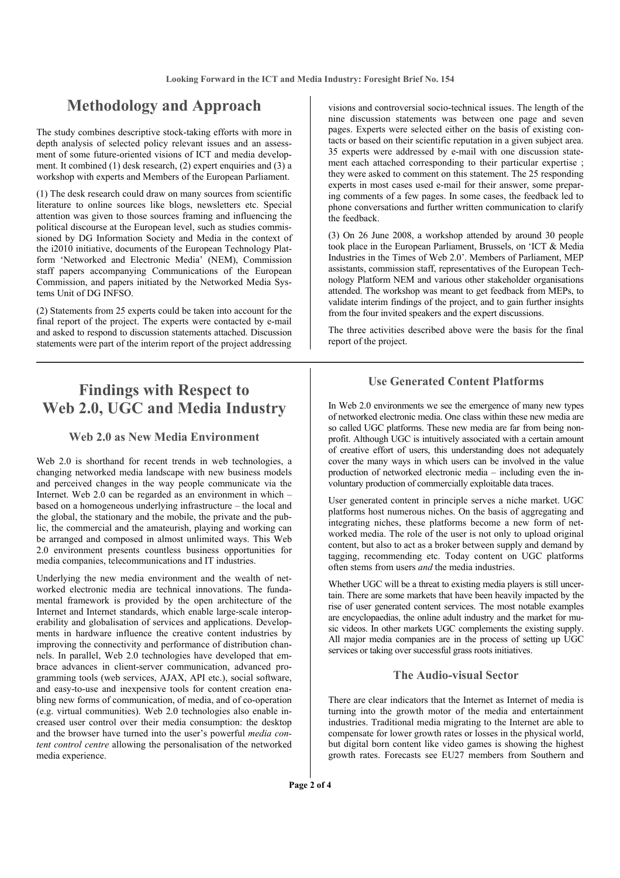## Methodology and Approach

The study combines descriptive stock-taking efforts with more in depth analysis of selected policy relevant issues and an assessment of some future-oriented visions of ICT and media development. It combined (1) desk research, (2) expert enquiries and (3) a workshop with experts and Members of the European Parliament.

(1) The desk research could draw on many sources from scientific literature to online sources like blogs, newsletters etc. Special attention was given to those sources framing and influencing the political discourse at the European level, such as studies commissioned by DG Information Society and Media in the context of the i2010 initiative, documents of the European Technology Platform 'Networked and Electronic Media' (NEM), Commission staff papers accompanying Communications of the European Commission, and papers initiated by the Networked Media Systems Unit of DG INFSO.

(2) Statements from 25 experts could be taken into account for the final report of the project. The experts were contacted by e-mail and asked to respond to discussion statements attached. Discussion statements were part of the interim report of the project addressing visions and controversial socio-technical issues. The length of the nine discussion statements was between one page and seven pages. Experts were selected either on the basis of existing contacts or based on their scientific reputation in a given subject area. 35 experts were addressed by e-mail with one discussion statement each attached corresponding to their particular expertise ; they were asked to comment on this statement. The 25 responding experts in most cases used e-mail for their answer, some preparing comments of a few pages. In some cases, the feedback led to phone conversations and further written communication to clarify the feedback.

(3) On 26 June 2008, a workshop attended by around 30 people took place in the European Parliament, Brussels, on 'ICT & Media Industries in the Times of Web 2.0'. Members of Parliament, MEP assistants, commission staff, representatives of the European Technology Platform NEM and various other stakeholder organisations attended. The workshop was meant to get feedback from MEPs, to validate interim findings of the project, and to gain further insights from the four invited speakers and the expert discussions.

The three activities described above were the basis for the final report of the project.

## Findings with Respect to Web 2.0, UGC and Media Industry

### Web 2.0 as New Media Environment

Web 2.0 is shorthand for recent trends in web technologies, a changing networked media landscape with new business models and perceived changes in the way people communicate via the Internet. Web 2.0 can be regarded as an environment in which – based on a homogeneous underlying infrastructure – the local and the global, the stationary and the mobile, the private and the public, the commercial and the amateurish, playing and working can be arranged and composed in almost unlimited ways. This Web 2.0 environment presents countless business opportunities for media companies, telecommunications and IT industries.

Underlying the new media environment and the wealth of networked electronic media are technical innovations. The fundamental framework is provided by the open architecture of the Internet and Internet standards, which enable large-scale interoperability and globalisation of services and applications. Developments in hardware influence the creative content industries by improving the connectivity and performance of distribution channels. In parallel, Web 2.0 technologies have developed that embrace advances in client-server communication, advanced programming tools (web services, AJAX, API etc.), social software, and easy-to-use and inexpensive tools for content creation enabling new forms of communication, of media, and of co-operation (e.g. virtual communities). Web 2.0 technologies also enable increased user control over their media consumption: the desktop and the browser have turned into the user's powerful *media content control centre* allowing the personalisation of the networked media experience.

### Use Generated Content Platforms

In Web 2.0 environments we see the emergence of many new types of networked electronic media. One class within these new media are so called UGC platforms. These new media are far from being nonprofit. Although UGC is intuitively associated with a certain amount of creative effort of users, this understanding does not adequately cover the many ways in which users can be involved in the value production of networked electronic media – including even the involuntary production of commercially exploitable data traces.

User generated content in principle serves a niche market. UGC platforms host numerous niches. On the basis of aggregating and integrating niches, these platforms become a new form of networked media. The role of the user is not only to upload original content, but also to act as a broker between supply and demand by tagging, recommending etc. Today content on UGC platforms often stems from users *and* the media industries.

Whether UGC will be a threat to existing media players is still uncertain. There are some markets that have been heavily impacted by the rise of user generated content services. The most notable examples are encyclopaedias, the online adult industry and the market for music videos. In other markets UGC complements the existing supply. All major media companies are in the process of setting up UGC services or taking over successful grass roots initiatives.

### The Audio-visual Sector

There are clear indicators that the Internet as Internet of media is turning into the growth motor of the media and entertainment industries. Traditional media migrating to the Internet are able to compensate for lower growth rates or losses in the physical world, but digital born content like video games is showing the highest growth rates. Forecasts see EU27 members from Southern and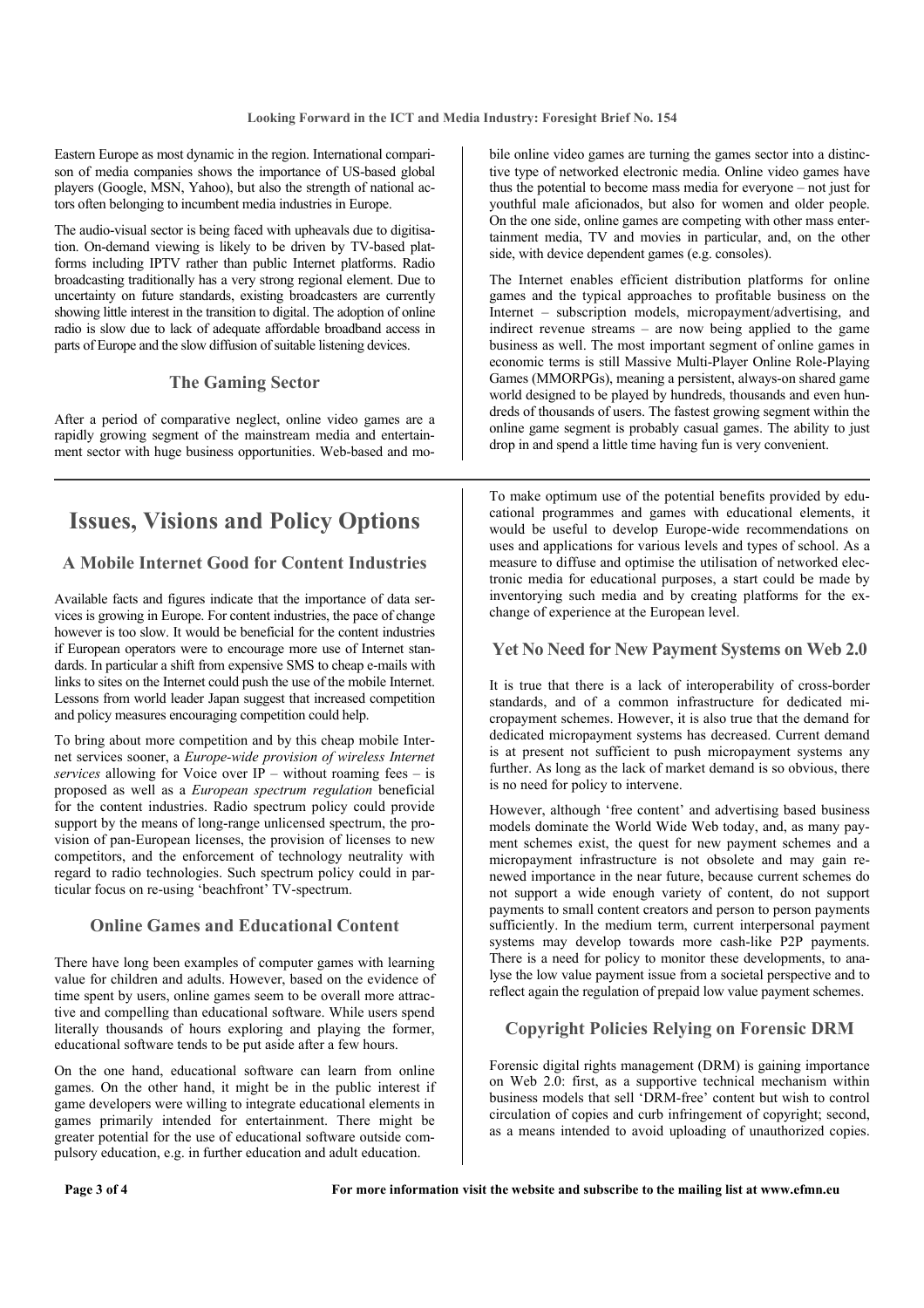Eastern Europe as most dynamic in the region. International comparison of media companies shows the importance of US-based global players (Google, MSN, Yahoo), but also the strength of national actors often belonging to incumbent media industries in Europe.

The audio-visual sector is being faced with upheavals due to digitisation. On-demand viewing is likely to be driven by TV-based platforms including IPTV rather than public Internet platforms. Radio broadcasting traditionally has a very strong regional element. Due to uncertainty on future standards, existing broadcasters are currently showing little interest in the transition to digital. The adoption of online radio is slow due to lack of adequate affordable broadband access in parts of Europe and the slow diffusion of suitable listening devices.

### The Gaming Sector

After a period of comparative neglect, online video games are a rapidly growing segment of the mainstream media and entertainment sector with huge business opportunities. Web-based and mobile online video games are turning the games sector into a distinctive type of networked electronic media. Online video games have thus the potential to become mass media for everyone – not just for youthful male aficionados, but also for women and older people. On the one side, online games are competing with other mass entertainment media, TV and movies in particular, and, on the other side, with device dependent games (e.g. consoles).

The Internet enables efficient distribution platforms for online games and the typical approaches to profitable business on the Internet – subscription models, micropayment/advertising, and indirect revenue streams – are now being applied to the game business as well. The most important segment of online games in economic terms is still Massive Multi-Player Online Role-Playing Games (MMORPGs), meaning a persistent, always-on shared game world designed to be played by hundreds, thousands and even hundreds of thousands of users. The fastest growing segment within the online game segment is probably casual games. The ability to just drop in and spend a little time having fun is very convenient.

# Issues, Visions and Policy Options

### A Mobile Internet Good for Content Industries

Available facts and figures indicate that the importance of data services is growing in Europe. For content industries, the pace of change however is too slow. It would be beneficial for the content industries if European operators were to encourage more use of Internet standards. In particular a shift from expensive SMS to cheap e-mails with links to sites on the Internet could push the use of the mobile Internet. Lessons from world leader Japan suggest that increased competition and policy measures encouraging competition could help.

To bring about more competition and by this cheap mobile Internet services sooner, a *Europe-wide provision of wireless Internet services* allowing for Voice over IP – without roaming fees – is proposed as well as a *European spectrum regulation* beneficial for the content industries. Radio spectrum policy could provide support by the means of long-range unlicensed spectrum, the provision of pan-European licenses, the provision of licenses to new competitors, and the enforcement of technology neutrality with regard to radio technologies. Such spectrum policy could in particular focus on re-using 'beachfront' TV-spectrum.

### Online Games and Educational Content

There have long been examples of computer games with learning value for children and adults. However, based on the evidence of time spent by users, online games seem to be overall more attractive and compelling than educational software. While users spend literally thousands of hours exploring and playing the former, educational software tends to be put aside after a few hours.

On the one hand, educational software can learn from online games. On the other hand, it might be in the public interest if game developers were willing to integrate educational elements in games primarily intended for entertainment. There might be greater potential for the use of educational software outside compulsory education, e.g. in further education and adult education.

To make optimum use of the potential benefits provided by educational programmes and games with educational elements, it would be useful to develop Europe-wide recommendations on uses and applications for various levels and types of school. As a measure to diffuse and optimise the utilisation of networked electronic media for educational purposes, a start could be made by inventorying such media and by creating platforms for the exchange of experience at the European level.

### Yet No Need for New Payment Systems on Web 2.0

It is true that there is a lack of interoperability of cross-border standards, and of a common infrastructure for dedicated micropayment schemes. However, it is also true that the demand for dedicated micropayment systems has decreased. Current demand is at present not sufficient to push micropayment systems any further. As long as the lack of market demand is so obvious, there is no need for policy to intervene.

However, although 'free content' and advertising based business models dominate the World Wide Web today, and, as many payment schemes exist, the quest for new payment schemes and a micropayment infrastructure is not obsolete and may gain renewed importance in the near future, because current schemes do not support a wide enough variety of content, do not support payments to small content creators and person to person payments sufficiently. In the medium term, current interpersonal payment systems may develop towards more cash-like P2P payments. There is a need for policy to monitor these developments, to analyse the low value payment issue from a societal perspective and to reflect again the regulation of prepaid low value payment schemes.

### Copyright Policies Relying on Forensic DRM

Forensic digital rights management (DRM) is gaining importance on Web 2.0: first, as a supportive technical mechanism within business models that sell 'DRM-free' content but wish to control circulation of copies and curb infringement of copyright; second, as a means intended to avoid uploading of unauthorized copies.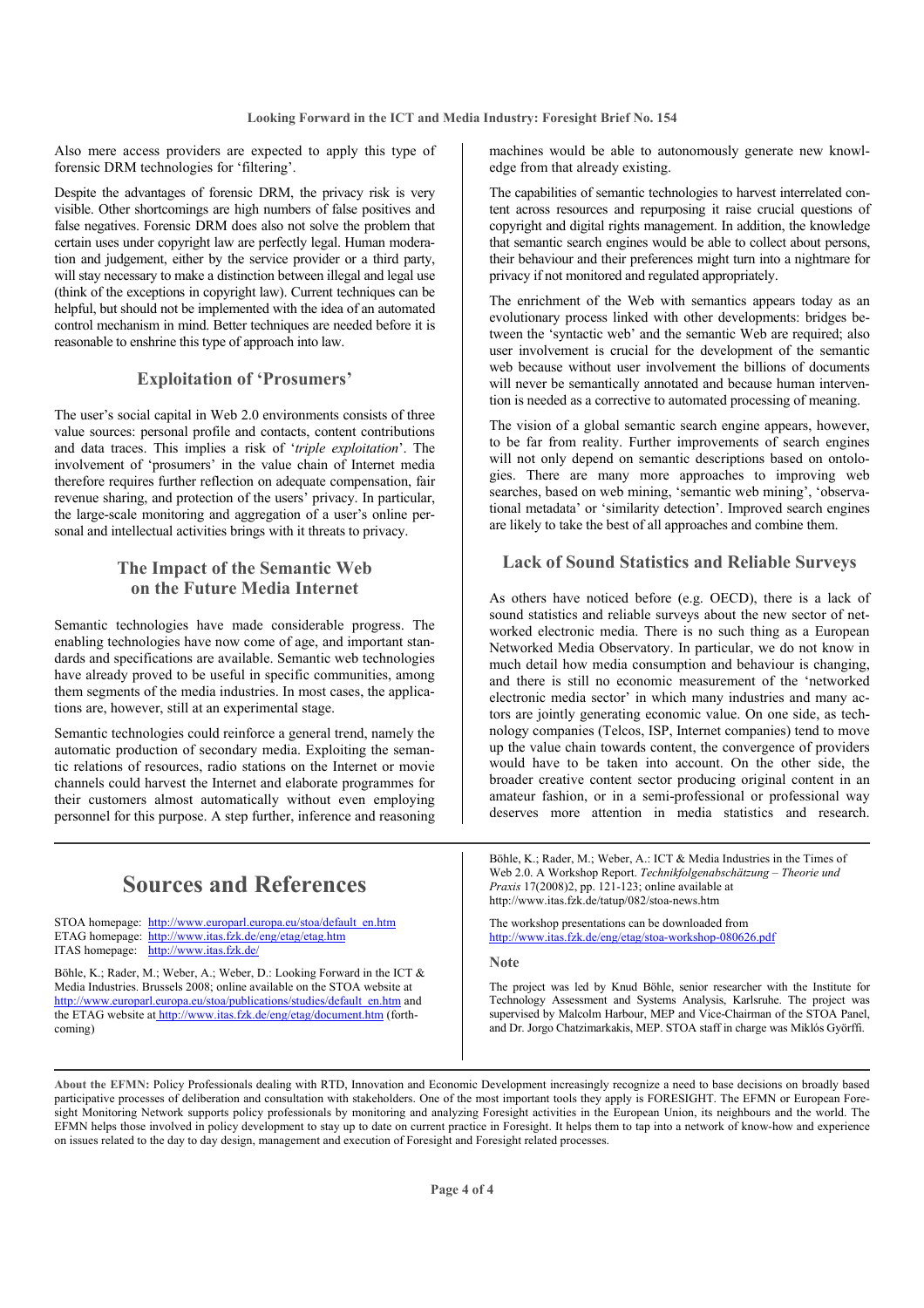Also mere access providers are expected to apply this type of forensic DRM technologies for 'filtering'.

Despite the advantages of forensic DRM, the privacy risk is very visible. Other shortcomings are high numbers of false positives and false negatives. Forensic DRM does also not solve the problem that certain uses under copyright law are perfectly legal. Human moderation and judgement, either by the service provider or a third party, will stay necessary to make a distinction between illegal and legal use (think of the exceptions in copyright law). Current techniques can be helpful, but should not be implemented with the idea of an automated control mechanism in mind. Better techniques are needed before it is reasonable to enshrine this type of approach into law.

## Exploitation of 'Prosumers'

The user's social capital in Web 2.0 environments consists of three value sources: personal profile and contacts, content contributions and data traces. This implies a risk of '*triple exploitation*'. The involvement of 'prosumers' in the value chain of Internet media therefore requires further reflection on adequate compensation, fair revenue sharing, and protection of the users' privacy. In particular, the large-scale monitoring and aggregation of a user's online personal and intellectual activities brings with it threats to privacy.

## The Impact of the Semantic Web on the Future Media Internet

Semantic technologies have made considerable progress. The enabling technologies have now come of age, and important standards and specifications are available. Semantic web technologies have already proved to be useful in specific communities, among them segments of the media industries. In most cases, the applications are, however, still at an experimental stage.

Semantic technologies could reinforce a general trend, namely the automatic production of secondary media. Exploiting the semantic relations of resources, radio stations on the Internet or movie channels could harvest the Internet and elaborate programmes for their customers almost automatically without even employing personnel for this purpose. A step further, inference and reasoning machines would be able to autonomously generate new knowledge from that already existing.

The capabilities of semantic technologies to harvest interrelated content across resources and repurposing it raise crucial questions of copyright and digital rights management. In addition, the knowledge that semantic search engines would be able to collect about persons, their behaviour and their preferences might turn into a nightmare for privacy if not monitored and regulated appropriately.

The enrichment of the Web with semantics appears today as an evolutionary process linked with other developments: bridges between the 'syntactic web' and the semantic Web are required; also user involvement is crucial for the development of the semantic web because without user involvement the billions of documents will never be semantically annotated and because human intervention is needed as a corrective to automated processing of meaning.

The vision of a global semantic search engine appears, however, to be far from reality. Further improvements of search engines will not only depend on semantic descriptions based on ontologies. There are many more approaches to improving web searches, based on web mining, 'semantic web mining', 'observational metadata' or 'similarity detection'. Improved search engines are likely to take the best of all approaches and combine them.

## Lack of Sound Statistics and Reliable Surveys

As others have noticed before (e.g. OECD), there is a lack of sound statistics and reliable surveys about the new sector of networked electronic media. There is no such thing as a European Networked Media Observatory. In particular, we do not know in much detail how media consumption and behaviour is changing, and there is still no economic measurement of the 'networked electronic media sector' in which many industries and many actors are jointly generating economic value. On one side, as technology companies (Telcos, ISP, Internet companies) tend to move up the value chain towards content, the convergence of providers would have to be taken into account. On the other side, the broader creative content sector producing original content in an amateur fashion, or in a semi-professional or professional way deserves more attention in media statistics and research.

# Sources and References

STOA homepage: http://www.europarl.europa.eu/stoa/default_en.htm
ETAG homepage: http://www.itas.fzk.de/eng/etag/etag.htm
ITAS homepage: http://www.itas.fzk.de/

Böhle, K.; Rader, M.; Weber, A.; Weber, D.: Looking Forward in the ICT & Media Industries. Brussels 2008; online available on the STOA website at http://www.europarl.europa.eu/stoa/publications/studies/default_en.htm and the ETAG website at http://www.itas.fzk.de/eng/etag/document.htm (forthcoming)

Böhle, K.; Rader, M.; Weber, A.: ICT & Media Industries in the Times of Web 2.0. A Workshop Report. *Technikfolgenabschätzung – Theorie und Praxis* 17(2008)2, pp. 121-123; online available at http://www.itas.fzk.de/tatup/082/stoa-news.htm

The workshop presentations can be downloaded from http://www.itas.fzk.de/eng/etag/stoa-workshop-080626.pdf

### Note

The project was led by Knud Böhle, senior researcher with the Institute for Technology Assessment and Systems Analysis, Karlsruhe. The project was supervised by Malcolm Harbour, MEP and Vice-Chairman of the STOA Panel, and Dr. Jorgo Chatzimarkakis, MEP. STOA staff in charge was Miklós Györffi.

**About the EFMN:** Policy Professionals dealing with RTD, Innovation and Economic Development increasingly recognize a need to base decisions on broadly based participative processes of deliberation and consultation with stakeholders. One of the most important tools they apply is FORESIGHT. The EFMN or European Foresight Monitoring Network supports policy professionals by monitoring and analyzing Foresight activities in the European Union, its neighbours and the world. The EFMN helps those involved in policy development to stay up to date on current practice in Foresight. It helps them to tap into a network of know-how and experience on issues related to the day to day design, management and execution of Foresight and Foresight related processes.